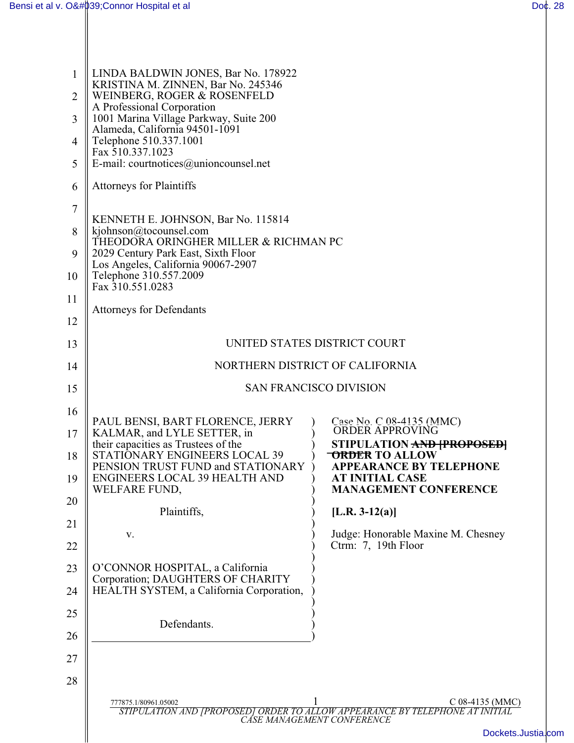LINDA BALDWIN JONES, Bar No. 178922
KRISTINA M. ZINNEN, Bar No. 245346
WEINBERG, ROGER & ROSENFELD
A Professional Corporation
1001 Marina Village Parkway, Suite 200
Alameda, California 94501-1091
Telephone 510.337.1001
Fax 510.337.1023
E-mail: courtnotices@unioncounsel.net

Attorneys for Plaintiffs

KENNETH E. JOHNSON, Bar No. 115814
kjohnson@tocounsel.com
THEODORA ORINGHER MILLER & RICHMAN PC
2029 Century Park East, Sixth Floor
Los Angeles, California 90067-2907
Telephone 310.557.2009
Fax 310.551.0283

Attorneys for Defendants

UNITED STATES DISTRICT COURT

NORTHERN DISTRICT OF CALIFORNIA

SAN FRANCISCO DIVISION

| | |
|---|---|
| PAUL BENSI, BART FLORENCE, JERRY KALMAR, and LYLE SETTER, in their capacities as Trustees of the STATIONARY ENGINEERS LOCAL 39 PENSION TRUST FUND and STATIONARY ENGINEERS LOCAL 39 HEALTH AND WELFARE FUND,<br><br>Plaintiffs,<br><br>v.<br><br>O'CONNOR HOSPITAL, a California Corporation; DAUGHTERS OF CHARITY HEALTH SYSTEM, a California Corporation,<br><br>Defendants. | Case No. C 08-4135 (MMC)<br><br>ORDER APPROVING **STIPULATION ~~AND [PROPOSED] ORDER~~ TO ALLOW APPEARANCE BY TELEPHONE AT INITIAL CASE MANAGEMENT CONFERENCE**<br><br>**[L.R. 3-12(a)]**<br><br>Judge: Honorable Maxine M. Chesney<br>Ctrm: 7, 19th Floor |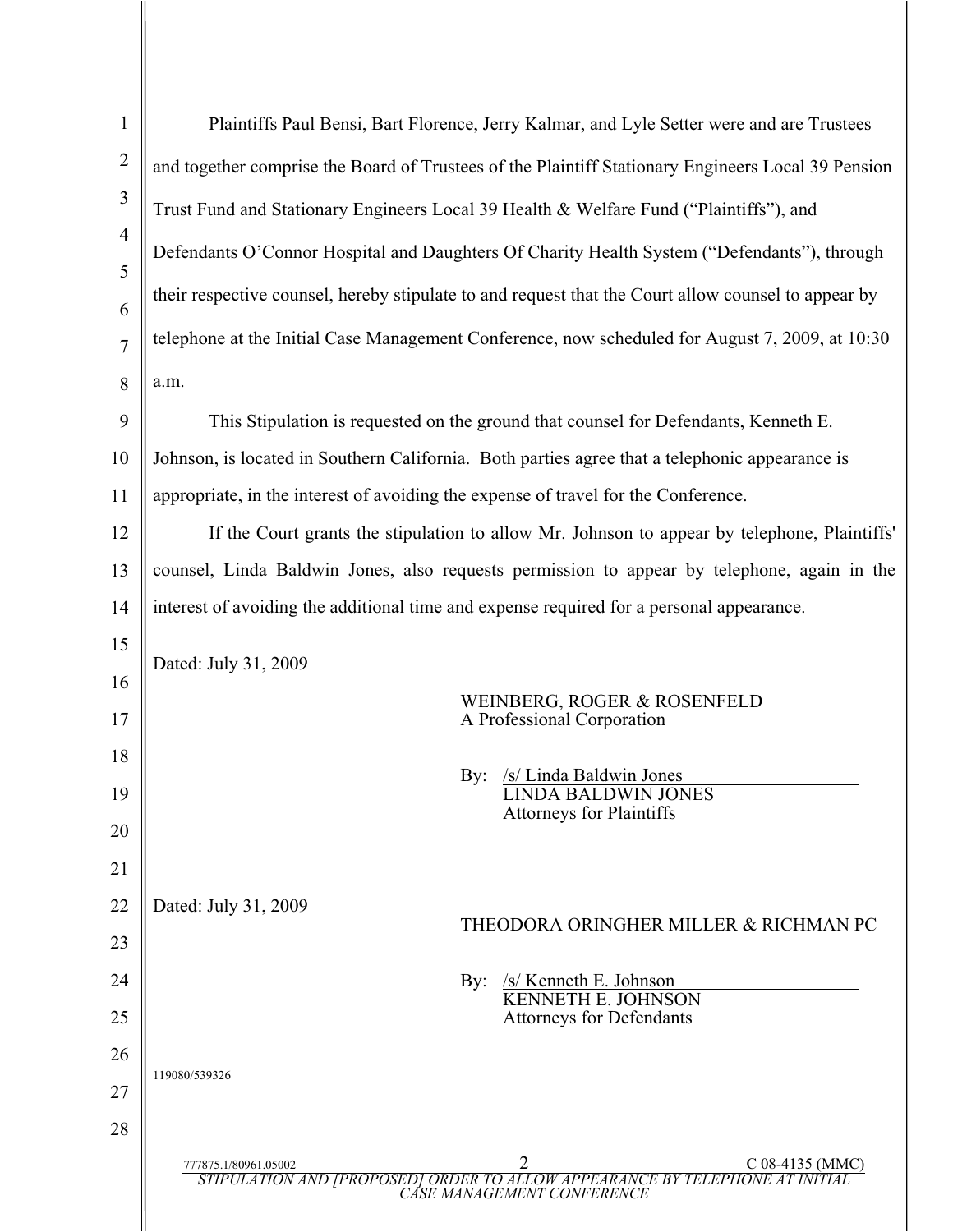Plaintiffs Paul Bensi, Bart Florence, Jerry Kalmar, and Lyle Setter were and are Trustees and together comprise the Board of Trustees of the Plaintiff Stationary Engineers Local 39 Pension Trust Fund and Stationary Engineers Local 39 Health & Welfare Fund ("Plaintiffs"), and Defendants O'Connor Hospital and Daughters Of Charity Health System ("Defendants"), through their respective counsel, hereby stipulate to and request that the Court allow counsel to appear by telephone at the Initial Case Management Conference, now scheduled for August 7, 2009, at 10:30 a.m.

This Stipulation is requested on the ground that counsel for Defendants, Kenneth E. Johnson, is located in Southern California. Both parties agree that a telephonic appearance is appropriate, in the interest of avoiding the expense of travel for the Conference.

If the Court grants the stipulation to allow Mr. Johnson to appear by telephone, Plaintiffs' counsel, Linda Baldwin Jones, also requests permission to appear by telephone, again in the interest of avoiding the additional time and expense required for a personal appearance.

Dated: July 31, 2009

WEINBERG, ROGER & ROSENFELD
A Professional Corporation

By: /s/ Linda Baldwin Jones
LINDA BALDWIN JONES
Attorneys for Plaintiffs

Dated: July 31, 2009

THEODORA ORINGHER MILLER & RICHMAN PC

By: /s/ Kenneth E. Johnson
KENNETH E. JOHNSON
Attorneys for Defendants

119080/539326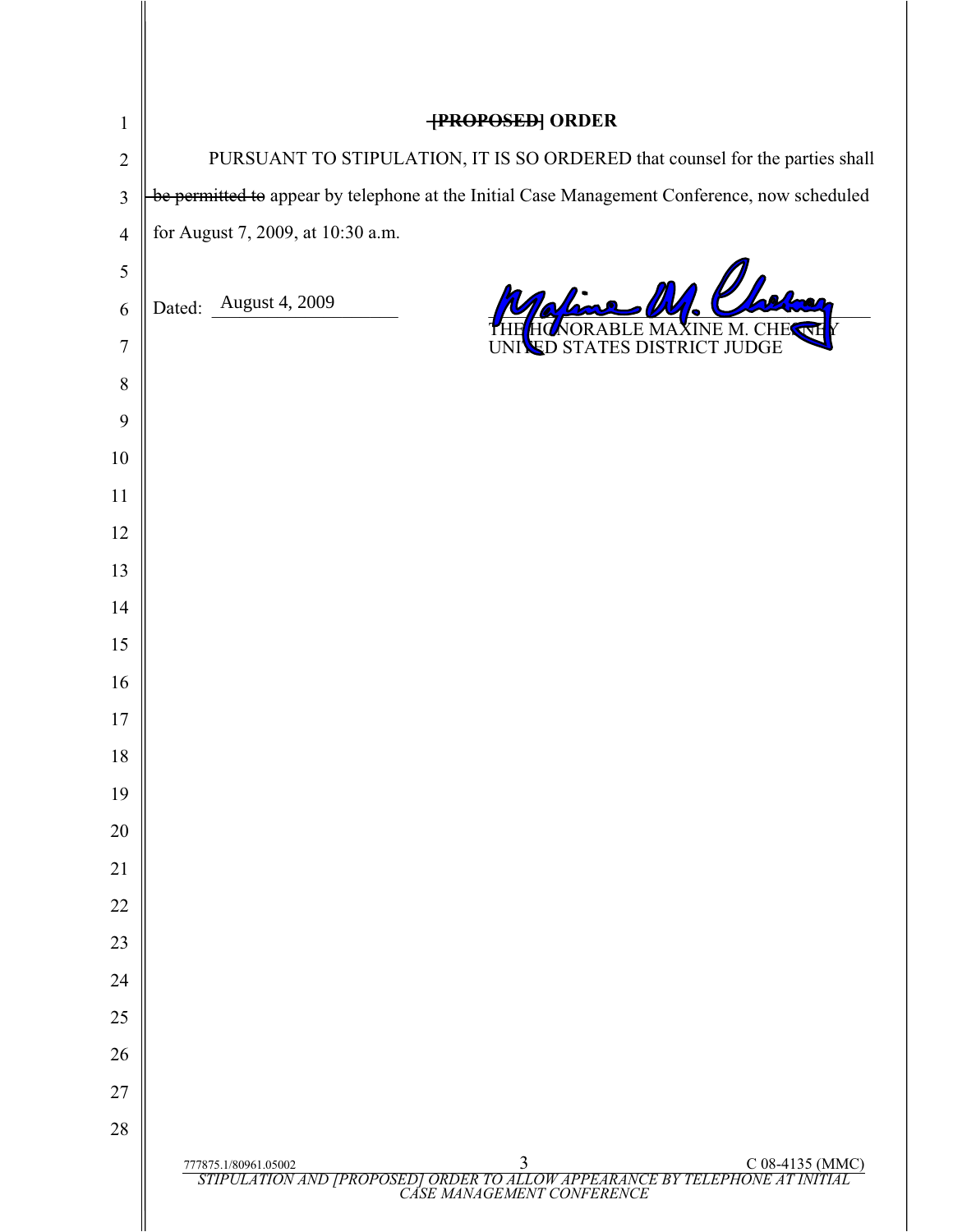# ~~[PROPOSED]~~ ORDER

PURSUANT TO STIPULATION, IT IS SO ORDERED that counsel for the parties shall ~~be permitted to~~ appear by telephone at the Initial Case Management Conference, now scheduled for August 7, 2009, at 10:30 a.m.

Dated: August 4, 2009

THE HONORABLE MAXINE M. CHESNEY
UNITED STATES DISTRICT JUDGE

777875.1/80961.05002

C 08-4135 (MMC)

*STIPULATION AND [PROPOSED] ORDER TO ALLOW APPEARANCE BY TELEPHONE AT INITIAL CASE MANAGEMENT CONFERENCE*